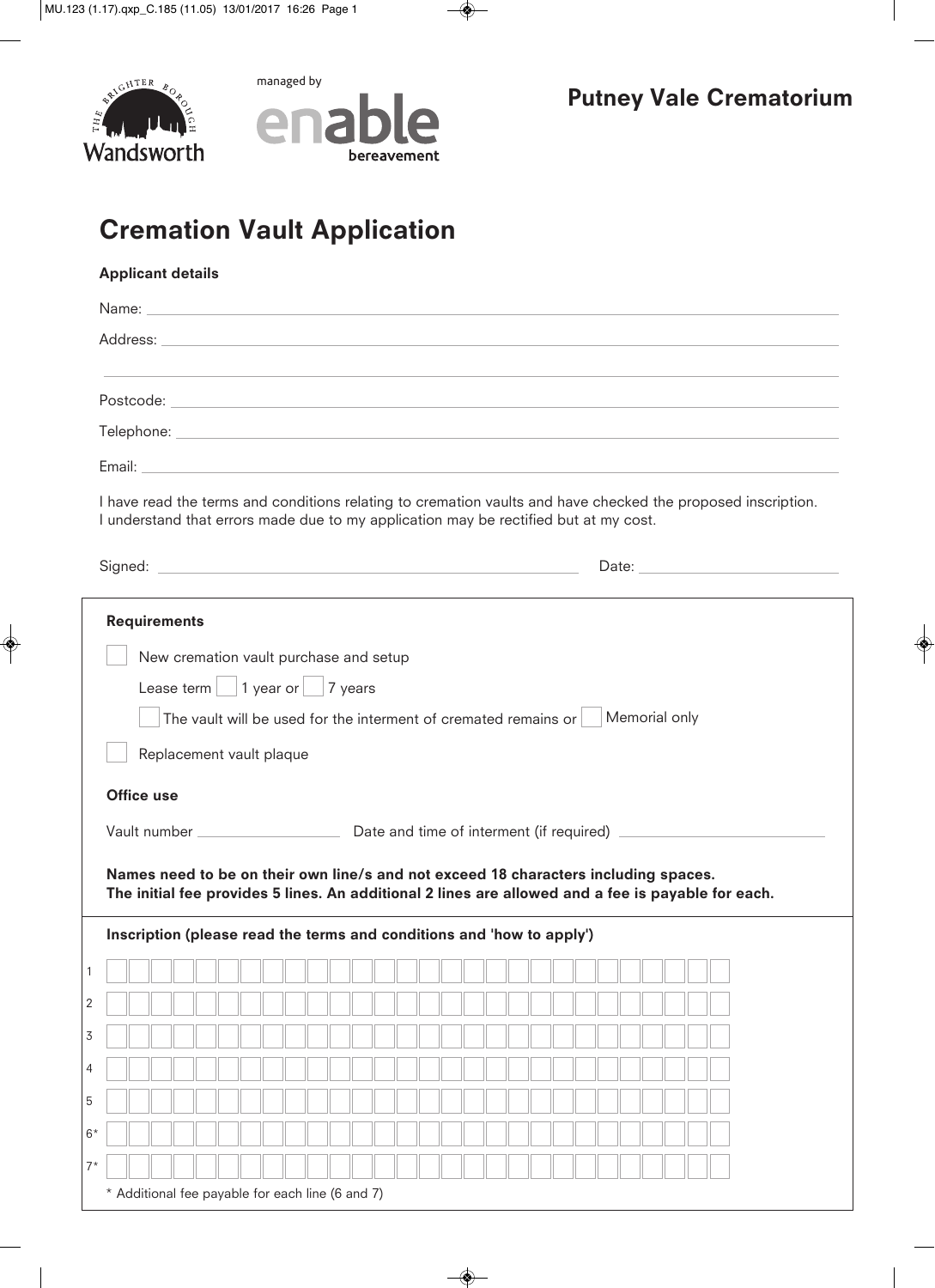managed by

# Putney Vale Crematorium

# Cremation Vault Application

**Applicant details**

Name: \_\_\_\_\_\_\_\_\_\_\_\_\_\_\_\_\_\_\_\_\_\_\_\_\_\_\_\_\_\_\_\_

Address: \_\_\_\_\_\_\_\_\_\_\_\_\_\_\_\_\_\_\_\_\_\_\_\_\_\_\_\_\_\_\_\_

\_\_\_\_\_\_\_\_\_\_\_\_\_\_\_\_\_\_\_\_\_\_\_\_\_\_\_\_\_\_\_\_

Postcode: \_\_\_\_\_\_\_\_\_\_\_\_\_\_\_\_\_\_\_\_\_\_\_\_\_\_\_\_\_\_\_\_

Telephone: \_\_\_\_\_\_\_\_\_\_\_\_\_\_\_\_\_\_\_\_\_\_\_\_\_\_\_\_\_\_\_\_

Email: \_\_\_\_\_\_\_\_\_\_\_\_\_\_\_\_\_\_\_\_\_\_\_\_\_\_\_\_\_\_\_\_

I have read the terms and conditions relating to cremation vaults and have checked the proposed inscription. I understand that errors made due to my application may be rectified but at my cost.

Signed: \_\_\_\_\_\_\_\_\_\_\_\_\_\_\_\_\_\_\_\_\_\_\_\_ Date: \_\_\_\_\_\_\_\_\_\_\_\_\_\_\_\_

**Requirements**

☐ New cremation vault purchase and setup

Lease term ☐ 1 year or ☐ 7 years

☐ The vault will be used for the interment of cremated remains or ☐ Memorial only

☐ Replacement vault plaque

**Office use**

Vault number \_\_\_\_\_\_\_\_\_\_\_\_ Date and time of interment (if required) \_\_\_\_\_\_\_\_\_\_\_\_\_\_\_\_

**Names need to be on their own line/s and not exceed 18 characters including spaces.**
**The initial fee provides 5 lines. An additional 2 lines are allowed and a fee is payable for each.**

**Inscription (please read the terms and conditions and 'how to apply')**

| Line | Inscription |
|---|---|
| 1 | |
| 2 | |
| 3 | |
| 4 | |
| 5 | |
| 6* | |
| 7* | |

\* Additional fee payable for each line (6 and 7)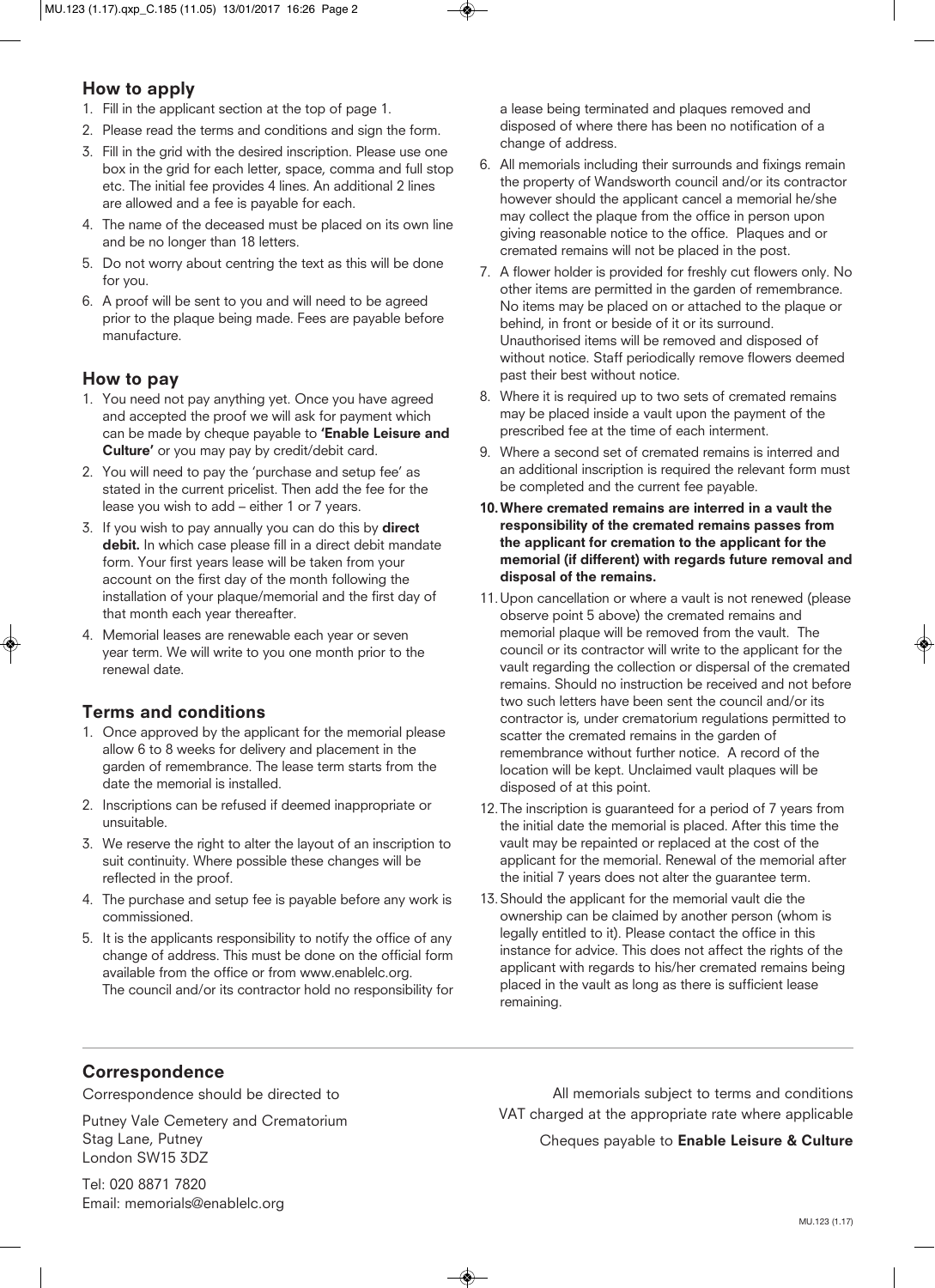## How to apply

1. Fill in the applicant section at the top of page 1.
2. Please read the terms and conditions and sign the form.
3. Fill in the grid with the desired inscription. Please use one box in the grid for each letter, space, comma and full stop etc. The initial fee provides 4 lines. An additional 2 lines are allowed and a fee is payable for each.
4. The name of the deceased must be placed on its own line and be no longer than 18 letters.
5. Do not worry about centring the text as this will be done for you.
6. A proof will be sent to you and will need to be agreed prior to the plaque being made. Fees are payable before manufacture.

## How to pay

1. You need not pay anything yet. Once you have agreed and accepted the proof we will ask for payment which can be made by cheque payable to **'Enable Leisure and Culture'** or you may pay by credit/debit card.
2. You will need to pay the 'purchase and setup fee' as stated in the current pricelist. Then add the fee for the lease you wish to add – either 1 or 7 years.
3. If you wish to pay annually you can do this by **direct debit.** In which case please fill in a direct debit mandate form. Your first years lease will be taken from your account on the first day of the month following the installation of your plaque/memorial and the first day of that month each year thereafter.
4. Memorial leases are renewable each year or seven year term. We will write to you one month prior to the renewal date.

## Terms and conditions

1. Once approved by the applicant for the memorial please allow 6 to 8 weeks for delivery and placement in the garden of remembrance. The lease term starts from the date the memorial is installed.
2. Inscriptions can be refused if deemed inappropriate or unsuitable.
3. We reserve the right to alter the layout of an inscription to suit continuity. Where possible these changes will be reflected in the proof.
4. The purchase and setup fee is payable before any work is commissioned.
5. It is the applicants responsibility to notify the office of any change of address. This must be done on the official form available from the office or from www.enablelc.org. The council and/or its contractor hold no responsibility for a lease being terminated and plaques removed and disposed of where there has been no notification of a change of address.
6. All memorials including their surrounds and fixings remain the property of Wandsworth council and/or its contractor however should the applicant cancel a memorial he/she may collect the plaque from the office in person upon giving reasonable notice to the office. Plaques and or cremated remains will not be placed in the post.
7. A flower holder is provided for freshly cut flowers only. No other items are permitted in the garden of remembrance. No items may be placed on or attached to the plaque or behind, in front or beside of it or its surround. Unauthorised items will be removed and disposed of without notice. Staff periodically remove flowers deemed past their best without notice.
8. Where it is required up to two sets of cremated remains may be placed inside a vault upon the payment of the prescribed fee at the time of each interment.
9. Where a second set of cremated remains is interred and an additional inscription is required the relevant form must be completed and the current fee payable.
10. **Where cremated remains are interred in a vault the responsibility of the cremated remains passes from the applicant for cremation to the applicant for the memorial (if different) with regards future removal and disposal of the remains.**
11. Upon cancellation or where a vault is not renewed (please observe point 5 above) the cremated remains and memorial plaque will be removed from the vault. The council or its contractor will write to the applicant for the vault regarding the collection or dispersal of the cremated remains. Should no instruction be received and not before two such letters have been sent the council and/or its contractor is, under crematorium regulations permitted to scatter the cremated remains in the garden of remembrance without further notice. A record of the location will be kept. Unclaimed vault plaques will be disposed of at this point.
12. The inscription is guaranteed for a period of 7 years from the initial date the memorial is placed. After this time the vault may be repainted or replaced at the cost of the applicant for the memorial. Renewal of the memorial after the initial 7 years does not alter the guarantee term.
13. Should the applicant for the memorial vault die the ownership can be claimed by another person (whom is legally entitled to it). Please contact the office in this instance for advice. This does not affect the rights of the applicant with regards to his/her cremated remains being placed in the vault as long as there is sufficient lease remaining.

## Correspondence

Correspondence should be directed to

Putney Vale Cemetery and Crematorium
Stag Lane, Putney
London SW15 3DZ

Tel: 020 8871 7820
Email: memorials@enablelc.org

All memorials subject to terms and conditions
VAT charged at the appropriate rate where applicable

Cheques payable to **Enable Leisure & Culture**

MU.123 (1.17)